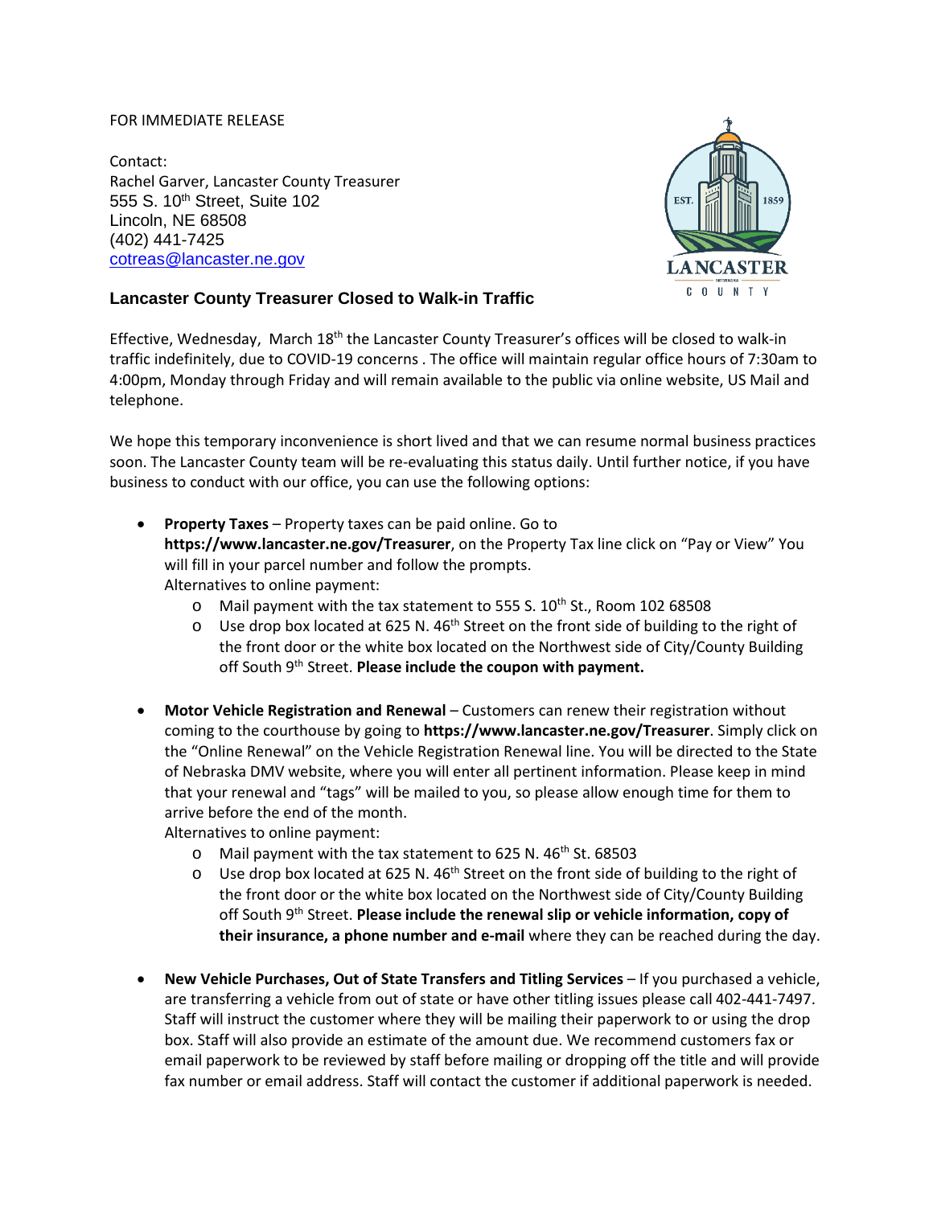FOR IMMEDIATE RELEASE

Contact:
Rachel Garver, Lancaster County Treasurer
555 S. 10th Street, Suite 102
Lincoln, NE 68508
(402) 441-7425
cotreas@lancaster.ne.gov

## Lancaster County Treasurer Closed to Walk-in Traffic

Effective, Wednesday, March 18th the Lancaster County Treasurer's offices will be closed to walk-in traffic indefinitely, due to COVID-19 concerns . The office will maintain regular office hours of 7:30am to 4:00pm, Monday through Friday and will remain available to the public via online website, US Mail and telephone.

We hope this temporary inconvenience is short lived and that we can resume normal business practices soon. The Lancaster County team will be re-evaluating this status daily. Until further notice, if you have business to conduct with our office, you can use the following options:

- **Property Taxes** – Property taxes can be paid online. Go to **https://www.lancaster.ne.gov/Treasurer**, on the Property Tax line click on "Pay or View" You will fill in your parcel number and follow the prompts.
  Alternatives to online payment:
    - Mail payment with the tax statement to 555 S. 10th St., Room 102 68508
    - Use drop box located at 625 N. 46th Street on the front side of building to the right of the front door or the white box located on the Northwest side of City/County Building off South 9th Street. **Please include the coupon with payment.**

- **Motor Vehicle Registration and Renewal** – Customers can renew their registration without coming to the courthouse by going to **https://www.lancaster.ne.gov/Treasurer**. Simply click on the "Online Renewal" on the Vehicle Registration Renewal line. You will be directed to the State of Nebraska DMV website, where you will enter all pertinent information. Please keep in mind that your renewal and "tags" will be mailed to you, so please allow enough time for them to arrive before the end of the month.
  Alternatives to online payment:
    - Mail payment with the tax statement to 625 N. 46th St. 68503
    - Use drop box located at 625 N. 46th Street on the front side of building to the right of the front door or the white box located on the Northwest side of City/County Building off South 9th Street. **Please include the renewal slip or vehicle information, copy of their insurance, a phone number and e-mail** where they can be reached during the day.

- **New Vehicle Purchases, Out of State Transfers and Titling Services** – If you purchased a vehicle, are transferring a vehicle from out of state or have other titling issues please call 402-441-7497. Staff will instruct the customer where they will be mailing their paperwork to or using the drop box. Staff will also provide an estimate of the amount due. We recommend customers fax or email paperwork to be reviewed by staff before mailing or dropping off the title and will provide fax number or email address. Staff will contact the customer if additional paperwork is needed.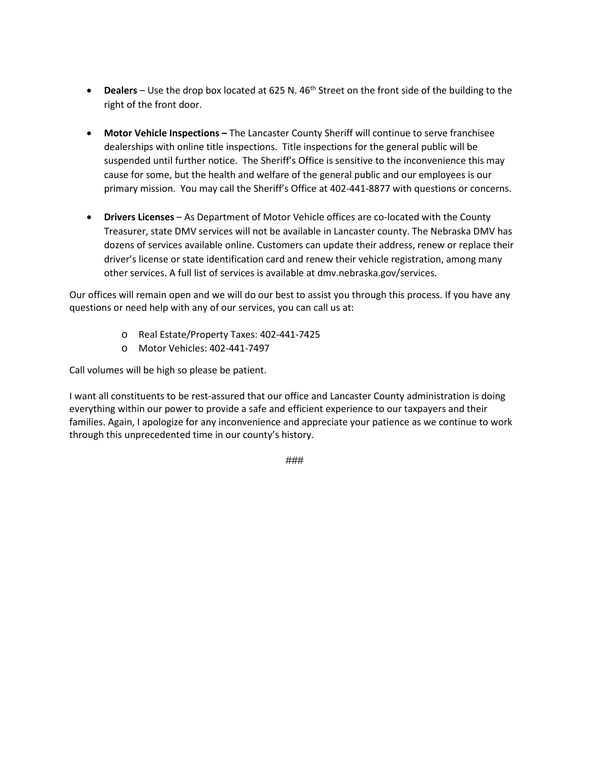- **Dealers** – Use the drop box located at 625 N. 46th Street on the front side of the building to the right of the front door.

- **Motor Vehicle Inspections –** The Lancaster County Sheriff will continue to serve franchisee dealerships with online title inspections. Title inspections for the general public will be suspended until further notice. The Sheriff's Office is sensitive to the inconvenience this may cause for some, but the health and welfare of the general public and our employees is our primary mission. You may call the Sheriff's Office at 402-441-8877 with questions or concerns.

- **Drivers Licenses** – As Department of Motor Vehicle offices are co-located with the County Treasurer, state DMV services will not be available in Lancaster county. The Nebraska DMV has dozens of services available online. Customers can update their address, renew or replace their driver's license or state identification card and renew their vehicle registration, among many other services. A full list of services is available at dmv.nebraska.gov/services.

Our offices will remain open and we will do our best to assist you through this process. If you have any questions or need help with any of our services, you can call us at:

- Real Estate/Property Taxes: 402-441-7425
- Motor Vehicles: 402-441-7497

Call volumes will be high so please be patient.

I want all constituents to be rest-assured that our office and Lancaster County administration is doing everything within our power to provide a safe and efficient experience to our taxpayers and their families. Again, I apologize for any inconvenience and appreciate your patience as we continue to work through this unprecedented time in our county's history.

###